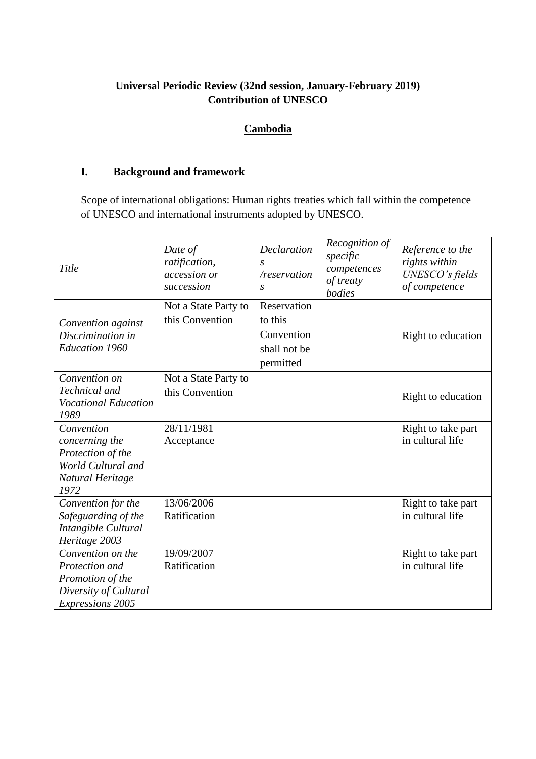**Universal Periodic Review (32nd session, January-February 2019)**
**Contribution of UNESCO**

**Cambodia**

## I. Background and framework

Scope of international obligations: Human rights treaties which fall within the competence of UNESCO and international instruments adopted by UNESCO.

| *Title* | *Date of ratification, accession or succession* | *Declarations /reservations* | *Recognition of specific competences of treaty bodies* | *Reference to the rights within UNESCO's fields of competence* |
|---|---|---|---|---|
| *Convention against Discrimination in Education 1960* | Not a State Party to this Convention | Reservation to this Convention shall not be permitted | | Right to education |
| *Convention on Technical and Vocational Education 1989* | Not a State Party to this Convention | | | Right to education |
| *Convention concerning the Protection of the World Cultural and Natural Heritage 1972* | 28/11/1981 Acceptance | | | Right to take part in cultural life |
| *Convention for the Safeguarding of the Intangible Cultural Heritage 2003* | 13/06/2006 Ratification | | | Right to take part in cultural life |
| *Convention on the Protection and Promotion of the Diversity of Cultural Expressions 2005* | 19/09/2007 Ratification | | | Right to take part in cultural life |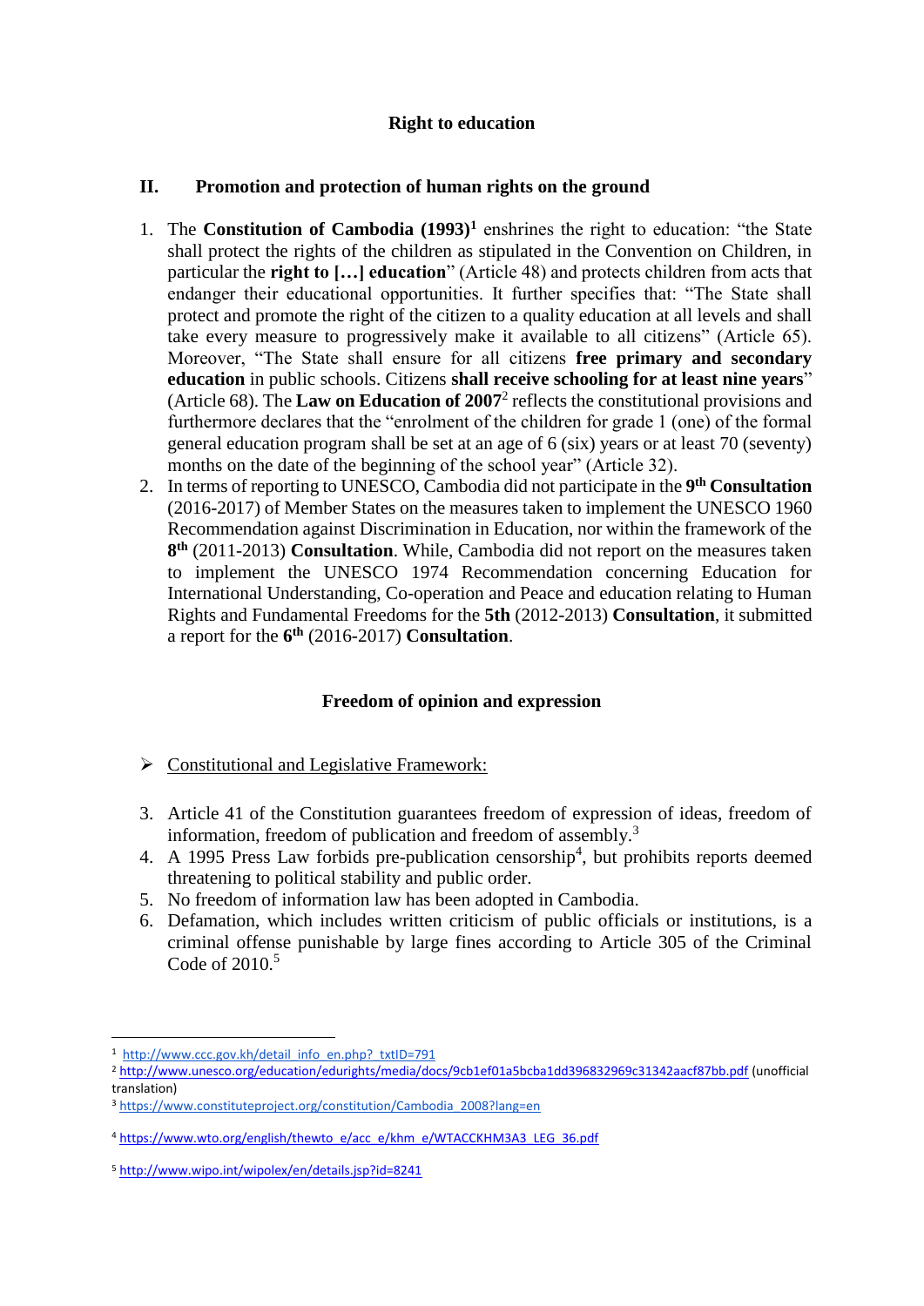**Right to education**

## II. Promotion and protection of human rights on the ground

1. The **Constitution of Cambodia (1993)**[1] enshrines the right to education: "the State shall protect the rights of the children as stipulated in the Convention on Children, in particular the **right to […] education**" (Article 48) and protects children from acts that endanger their educational opportunities. It further specifies that: "The State shall protect and promote the right of the citizen to a quality education at all levels and shall take every measure to progressively make it available to all citizens" (Article 65). Moreover, "The State shall ensure for all citizens **free primary and secondary education** in public schools. Citizens **shall receive schooling for at least nine years**" (Article 68). The **Law on Education of 2007**[2] reflects the constitutional provisions and furthermore declares that the "enrolment of the children for grade 1 (one) of the formal general education program shall be set at an age of 6 (six) years or at least 70 (seventy) months on the date of the beginning of the school year" (Article 32).
2. In terms of reporting to UNESCO, Cambodia did not participate in the **9th Consultation** (2016-2017) of Member States on the measures taken to implement the UNESCO 1960 Recommendation against Discrimination in Education, nor within the framework of the **8th** (2011-2013) **Consultation**. While, Cambodia did not report on the measures taken to implement the UNESCO 1974 Recommendation concerning Education for International Understanding, Co-operation and Peace and education relating to Human Rights and Fundamental Freedoms for the **5th** (2012-2013) **Consultation**, it submitted a report for the **6th** (2016-2017) **Consultation**.

**Freedom of opinion and expression**

➢ Constitutional and Legislative Framework:

3. Article 41 of the Constitution guarantees freedom of expression of ideas, freedom of information, freedom of publication and freedom of assembly.[3]
4. A 1995 Press Law forbids pre-publication censorship[4], but prohibits reports deemed threatening to political stability and public order.
5. No freedom of information law has been adopted in Cambodia.
6. Defamation, which includes written criticism of public officials or institutions, is a criminal offense punishable by large fines according to Article 305 of the Criminal Code of 2010.[5]

---

[1] http://www.ccc.gov.kh/detail_info_en.php?_txtID=791

[2] http://www.unesco.org/education/edurights/media/docs/9cb1ef01a5bcba1dd396832969c31342aacf87bb.pdf (unofficial translation)

[3] https://www.constituteproject.org/constitution/Cambodia_2008?lang=en

[4] https://www.wto.org/english/thewto_e/acc_e/khm_e/WTACCKHM3A3_LEG_36.pdf

[5] http://www.wipo.int/wipolex/en/details.jsp?id=8241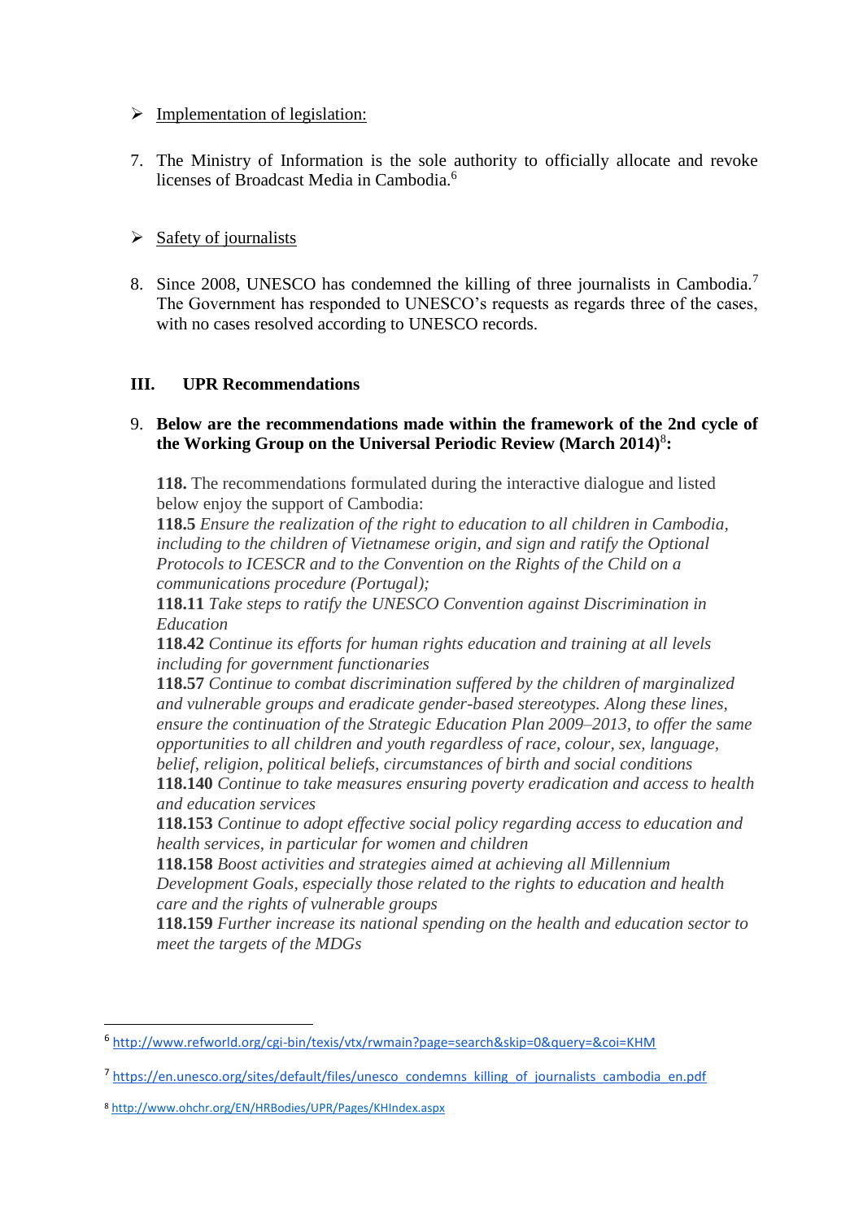- Implementation of legislation:

7. The Ministry of Information is the sole authority to officially allocate and revoke licenses of Broadcast Media in Cambodia.[6]

- Safety of journalists

8. Since 2008, UNESCO has condemned the killing of three journalists in Cambodia.[7] The Government has responded to UNESCO's requests as regards three of the cases, with no cases resolved according to UNESCO records.

## III. UPR Recommendations

9. **Below are the recommendations made within the framework of the 2nd cycle of the Working Group on the Universal Periodic Review (March 2014)[8]:**

   **118.** The recommendations formulated during the interactive dialogue and listed below enjoy the support of Cambodia:
   **118.5** *Ensure the realization of the right to education to all children in Cambodia, including to the children of Vietnamese origin, and sign and ratify the Optional Protocols to ICESCR and to the Convention on the Rights of the Child on a communications procedure (Portugal);*
   **118.11** *Take steps to ratify the UNESCO Convention against Discrimination in Education*
   **118.42** *Continue its efforts for human rights education and training at all levels including for government functionaries*
   **118.57** *Continue to combat discrimination suffered by the children of marginalized and vulnerable groups and eradicate gender-based stereotypes. Along these lines, ensure the continuation of the Strategic Education Plan 2009–2013, to offer the same opportunities to all children and youth regardless of race, colour, sex, language, belief, religion, political beliefs, circumstances of birth and social conditions*
   **118.140** *Continue to take measures ensuring poverty eradication and access to health and education services*
   **118.153** *Continue to adopt effective social policy regarding access to education and health services, in particular for women and children*
   **118.158** *Boost activities and strategies aimed at achieving all Millennium Development Goals, especially those related to the rights to education and health care and the rights of vulnerable groups*
   **118.159** *Further increase its national spending on the health and education sector to meet the targets of the MDGs*

---

[6] http://www.refworld.org/cgi-bin/texis/vtx/rwmain?page=search&skip=0&query=&coi=KHM

[7] https://en.unesco.org/sites/default/files/unesco_condemns_killing_of_journalists_cambodia_en.pdf

[8] http://www.ohchr.org/EN/HRBodies/UPR/Pages/KHIndex.aspx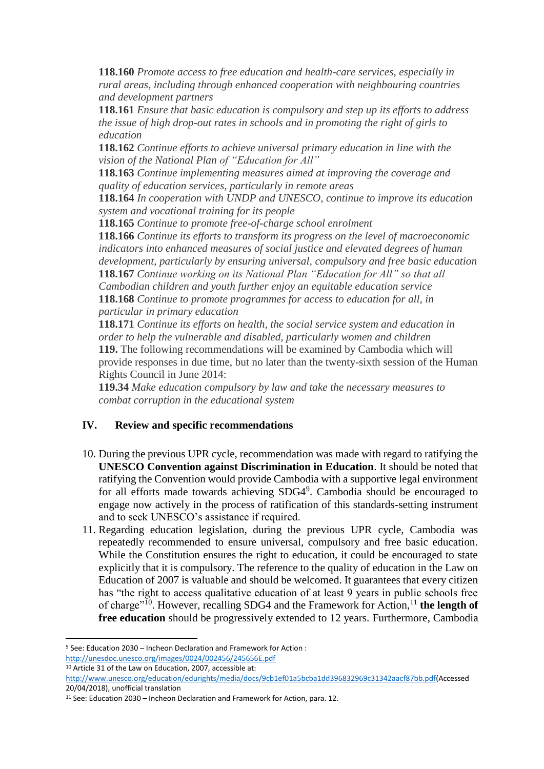**118.160** *Promote access to free education and health-care services, especially in rural areas, including through enhanced cooperation with neighbouring countries and development partners*

**118.161** *Ensure that basic education is compulsory and step up its efforts to address the issue of high drop-out rates in schools and in promoting the right of girls to education*

**118.162** *Continue efforts to achieve universal primary education in line with the vision of the National Plan of "Education for All"*

**118.163** *Continue implementing measures aimed at improving the coverage and quality of education services, particularly in remote areas*

**118.164** *In cooperation with UNDP and UNESCO, continue to improve its education system and vocational training for its people*

**118.165** *Continue to promote free-of-charge school enrolment*

**118.166** *Continue its efforts to transform its progress on the level of macroeconomic indicators into enhanced measures of social justice and elevated degrees of human development, particularly by ensuring universal, compulsory and free basic education*

**118.167** *Continue working on its National Plan "Education for All" so that all Cambodian children and youth further enjoy an equitable education service*

**118.168** *Continue to promote programmes for access to education for all, in particular in primary education*

**118.171** *Continue its efforts on health, the social service system and education in order to help the vulnerable and disabled, particularly women and children*

**119.** The following recommendations will be examined by Cambodia which will provide responses in due time, but no later than the twenty-sixth session of the Human Rights Council in June 2014:

**119.34** *Make education compulsory by law and take the necessary measures to combat corruption in the educational system*

## IV. Review and specific recommendations

10. During the previous UPR cycle, recommendation was made with regard to ratifying the **UNESCO Convention against Discrimination in Education**. It should be noted that ratifying the Convention would provide Cambodia with a supportive legal environment for all efforts made towards achieving SDG4[9]. Cambodia should be encouraged to engage now actively in the process of ratification of this standards-setting instrument and to seek UNESCO's assistance if required.
11. Regarding education legislation, during the previous UPR cycle, Cambodia was repeatedly recommended to ensure universal, compulsory and free basic education. While the Constitution ensures the right to education, it could be encouraged to state explicitly that it is compulsory. The reference to the quality of education in the Law on Education of 2007 is valuable and should be welcomed. It guarantees that every citizen has "the right to access qualitative education of at least 9 years in public schools free of charge"[10]. However, recalling SDG4 and the Framework for Action,[11] **the length of free education** should be progressively extended to 12 years. Furthermore, Cambodia

[9] See: Education 2030 – Incheon Declaration and Framework for Action : http://unesdoc.unesco.org/images/0024/002456/245656E.pdf

[10] Article 31 of the Law on Education, 2007, accessible at: http://www.unesco.org/education/edurights/media/docs/9cb1ef01a5bcba1dd396832969c31342aacf87bb.pdf(Accessed 20/04/2018), unofficial translation

[11] See: Education 2030 – Incheon Declaration and Framework for Action, para. 12.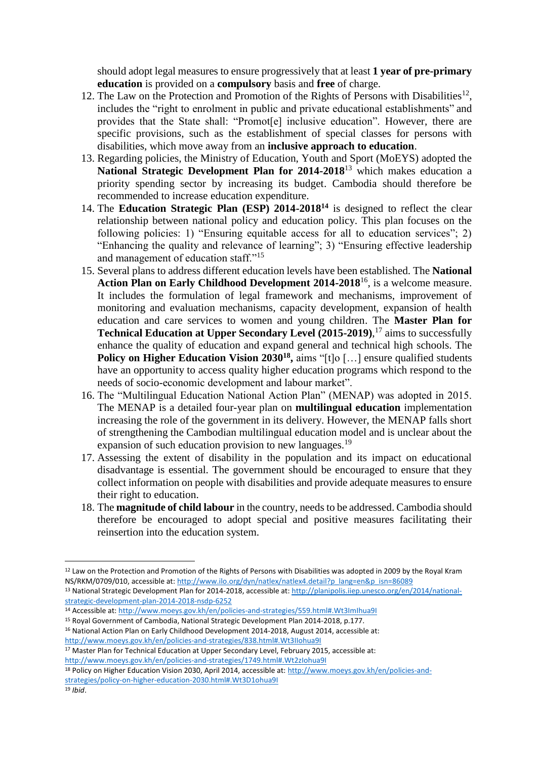should adopt legal measures to ensure progressively that at least **1 year of pre-primary education** is provided on a **compulsory** basis and **free** of charge.

12. The Law on the Protection and Promotion of the Rights of Persons with Disabilities[12], includes the "right to enrolment in public and private educational establishments" and provides that the State shall: "Promot[e] inclusive education". However, there are specific provisions, such as the establishment of special classes for persons with disabilities, which move away from an **inclusive approach to education**.
13. Regarding policies, the Ministry of Education, Youth and Sport (MoEYS) adopted the **National Strategic Development Plan for 2014-2018**[13] which makes education a priority spending sector by increasing its budget. Cambodia should therefore be recommended to increase education expenditure.
14. The **Education Strategic Plan (ESP) 2014-2018**[14] is designed to reflect the clear relationship between national policy and education policy. This plan focuses on the following policies: 1) "Ensuring equitable access for all to education services"; 2) "Enhancing the quality and relevance of learning"; 3) "Ensuring effective leadership and management of education staff."[15]
15. Several plans to address different education levels have been established. The **National Action Plan on Early Childhood Development 2014-2018**[16], is a welcome measure. It includes the formulation of legal framework and mechanisms, improvement of monitoring and evaluation mechanisms, capacity development, expansion of health education and care services to women and young children. The **Master Plan for Technical Education at Upper Secondary Level (2015-2019)**,[17] aims to successfully enhance the quality of education and expand general and technical high schools. The **Policy on Higher Education Vision 2030**[18]**,** aims "[t]o […] ensure qualified students have an opportunity to access quality higher education programs which respond to the needs of socio-economic development and labour market".
16. The "Multilingual Education National Action Plan" (MENAP) was adopted in 2015. The MENAP is a detailed four-year plan on **multilingual education** implementation increasing the role of the government in its delivery. However, the MENAP falls short of strengthening the Cambodian multilingual education model and is unclear about the expansion of such education provision to new languages.[19]
17. Assessing the extent of disability in the population and its impact on educational disadvantage is essential. The government should be encouraged to ensure that they collect information on people with disabilities and provide adequate measures to ensure their right to education.
18. The **magnitude of child labour** in the country, needs to be addressed. Cambodia should therefore be encouraged to adopt special and positive measures facilitating their reinsertion into the education system.

---

[12] Law on the Protection and Promotion of the Rights of Persons with Disabilities was adopted in 2009 by the Royal Kram NS/RKM/0709/010, accessible at: http://www.ilo.org/dyn/natlex/natlex4.detail?p_lang=en&p_isn=86089

[13] National Strategic Development Plan for 2014-2018, accessible at: http://planipolis.iiep.unesco.org/en/2014/national-strategic-development-plan-2014-2018-nsdp-6252

[14] Accessible at: http://www.moeys.gov.kh/en/policies-and-strategies/559.html#.Wt3ImIhua9I

[15] Royal Government of Cambodia, National Strategic Development Plan 2014-2018, p.177.

[16] National Action Plan on Early Childhood Development 2014-2018, August 2014, accessible at: http://www.moeys.gov.kh/en/policies-and-strategies/838.html#.Wt3IIohua9I

[17] Master Plan for Technical Education at Upper Secondary Level, February 2015, accessible at: http://www.moeys.gov.kh/en/policies-and-strategies/1749.html#.Wt2zIohua9I

[18] Policy on Higher Education Vision 2030, April 2014, accessible at: http://www.moeys.gov.kh/en/policies-and-strategies/policy-on-higher-education-2030.html#.Wt3D1ohua9I

[19] *Ibid*.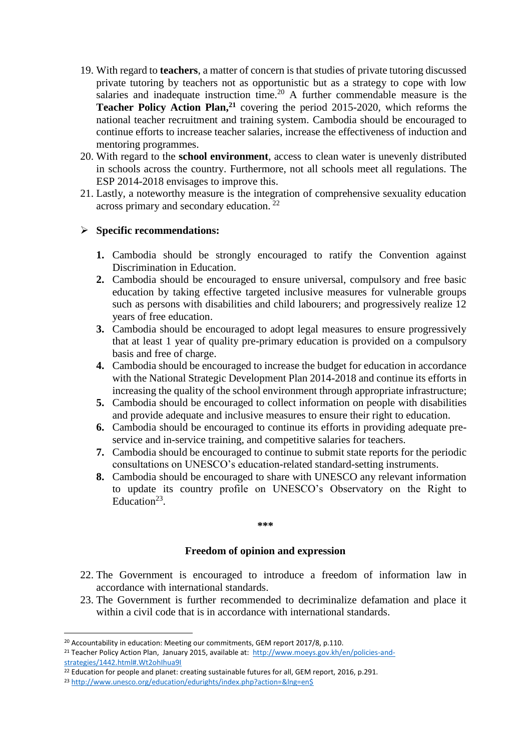19. With regard to **teachers**, a matter of concern is that studies of private tutoring discussed private tutoring by teachers not as opportunistic but as a strategy to cope with low salaries and inadequate instruction time.[20] A further commendable measure is the **Teacher Policy Action Plan,[21]** covering the period 2015-2020, which reforms the national teacher recruitment and training system. Cambodia should be encouraged to continue efforts to increase teacher salaries, increase the effectiveness of induction and mentoring programmes.
20. With regard to the **school environment**, access to clean water is unevenly distributed in schools across the country. Furthermore, not all schools meet all regulations. The ESP 2014-2018 envisages to improve this.
21. Lastly, a noteworthy measure is the integration of comprehensive sexuality education across primary and secondary education. [22]

➢ **Specific recommendations:**

1. Cambodia should be strongly encouraged to ratify the Convention against Discrimination in Education.
2. Cambodia should be encouraged to ensure universal, compulsory and free basic education by taking effective targeted inclusive measures for vulnerable groups such as persons with disabilities and child labourers; and progressively realize 12 years of free education.
3. Cambodia should be encouraged to adopt legal measures to ensure progressively that at least 1 year of quality pre-primary education is provided on a compulsory basis and free of charge.
4. Cambodia should be encouraged to increase the budget for education in accordance with the National Strategic Development Plan 2014-2018 and continue its efforts in increasing the quality of the school environment through appropriate infrastructure;
5. Cambodia should be encouraged to collect information on people with disabilities and provide adequate and inclusive measures to ensure their right to education.
6. Cambodia should be encouraged to continue its efforts in providing adequate pre-service and in-service training, and competitive salaries for teachers.
7. Cambodia should be encouraged to continue to submit state reports for the periodic consultations on UNESCO's education-related standard-setting instruments.
8. Cambodia should be encouraged to share with UNESCO any relevant information to update its country profile on UNESCO's Observatory on the Right to Education[23].

***

**Freedom of opinion and expression**

22. The Government is encouraged to introduce a freedom of information law in accordance with international standards.
23. The Government is further recommended to decriminalize defamation and place it within a civil code that is in accordance with international standards.

---

[20] Accountability in education: Meeting our commitments, GEM report 2017/8, p.110.

[21] Teacher Policy Action Plan, January 2015, available at: http://www.moeys.gov.kh/en/policies-and-strategies/1442.html#.Wt2ohlhua9I

[22] Education for people and planet: creating sustainable futures for all, GEM report, 2016, p.291.

[23] http://www.unesco.org/education/edurights/index.php?action=&lng=en$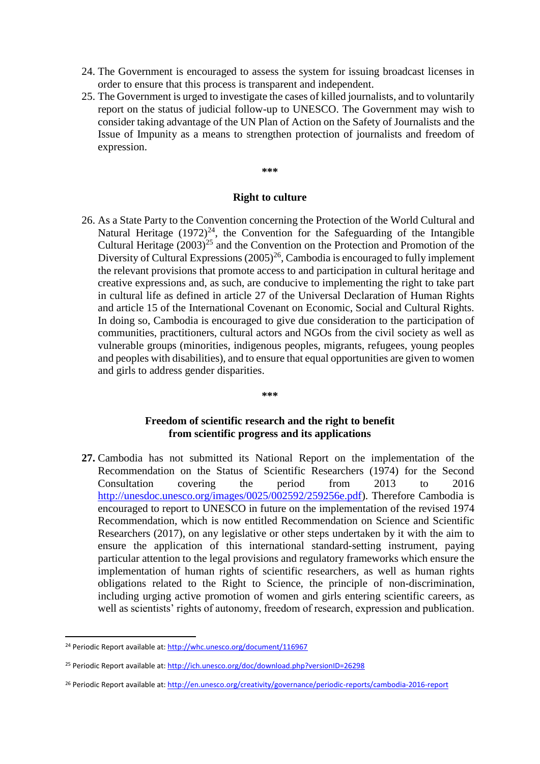24. The Government is encouraged to assess the system for issuing broadcast licenses in order to ensure that this process is transparent and independent.
25. The Government is urged to investigate the cases of killed journalists, and to voluntarily report on the status of judicial follow-up to UNESCO. The Government may wish to consider taking advantage of the UN Plan of Action on the Safety of Journalists and the Issue of Impunity as a means to strengthen protection of journalists and freedom of expression.

\*\*\*

**Right to culture**

26. As a State Party to the Convention concerning the Protection of the World Cultural and Natural Heritage (1972)[24], the Convention for the Safeguarding of the Intangible Cultural Heritage (2003)[25] and the Convention on the Protection and Promotion of the Diversity of Cultural Expressions (2005)[26], Cambodia is encouraged to fully implement the relevant provisions that promote access to and participation in cultural heritage and creative expressions and, as such, are conducive to implementing the right to take part in cultural life as defined in article 27 of the Universal Declaration of Human Rights and article 15 of the International Covenant on Economic, Social and Cultural Rights. In doing so, Cambodia is encouraged to give due consideration to the participation of communities, practitioners, cultural actors and NGOs from the civil society as well as vulnerable groups (minorities, indigenous peoples, migrants, refugees, young peoples and peoples with disabilities), and to ensure that equal opportunities are given to women and girls to address gender disparities.

\*\*\*

**Freedom of scientific research and the right to benefit from scientific progress and its applications**

**27.** Cambodia has not submitted its National Report on the implementation of the Recommendation on the Status of Scientific Researchers (1974) for the Second Consultation covering the period from 2013 to 2016 http://unesdoc.unesco.org/images/0025/002592/259256e.pdf). Therefore Cambodia is encouraged to report to UNESCO in future on the implementation of the revised 1974 Recommendation, which is now entitled Recommendation on Science and Scientific Researchers (2017), on any legislative or other steps undertaken by it with the aim to ensure the application of this international standard-setting instrument, paying particular attention to the legal provisions and regulatory frameworks which ensure the implementation of human rights of scientific researchers, as well as human rights obligations related to the Right to Science, the principle of non-discrimination, including urging active promotion of women and girls entering scientific careers, as well as scientists' rights of autonomy, freedom of research, expression and publication.

---

[24] Periodic Report available at: http://whc.unesco.org/document/116967

[25] Periodic Report available at: http://ich.unesco.org/doc/download.php?versionID=26298

[26] Periodic Report available at: http://en.unesco.org/creativity/governance/periodic-reports/cambodia-2016-report